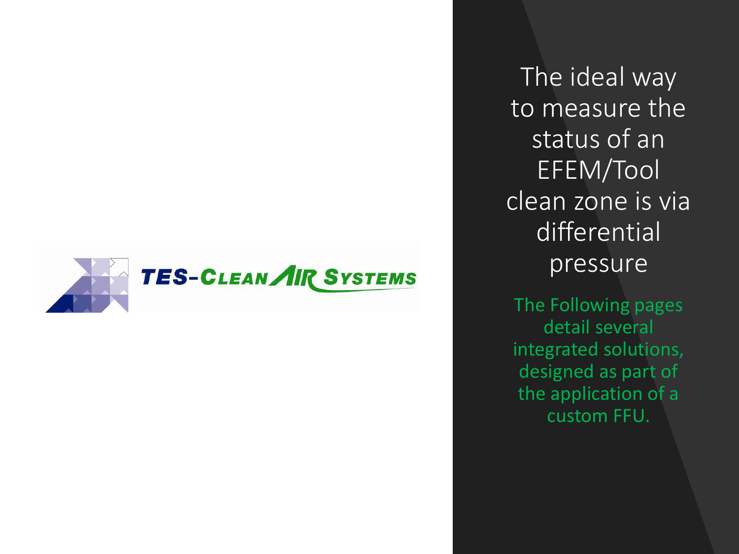TES-CLEAN AIR SYSTEMS

# The ideal way to measure the status of an EFEM/Tool clean zone is via differential pressure

The Following pages detail several integrated solutions, designed as part of the application of a custom FFU.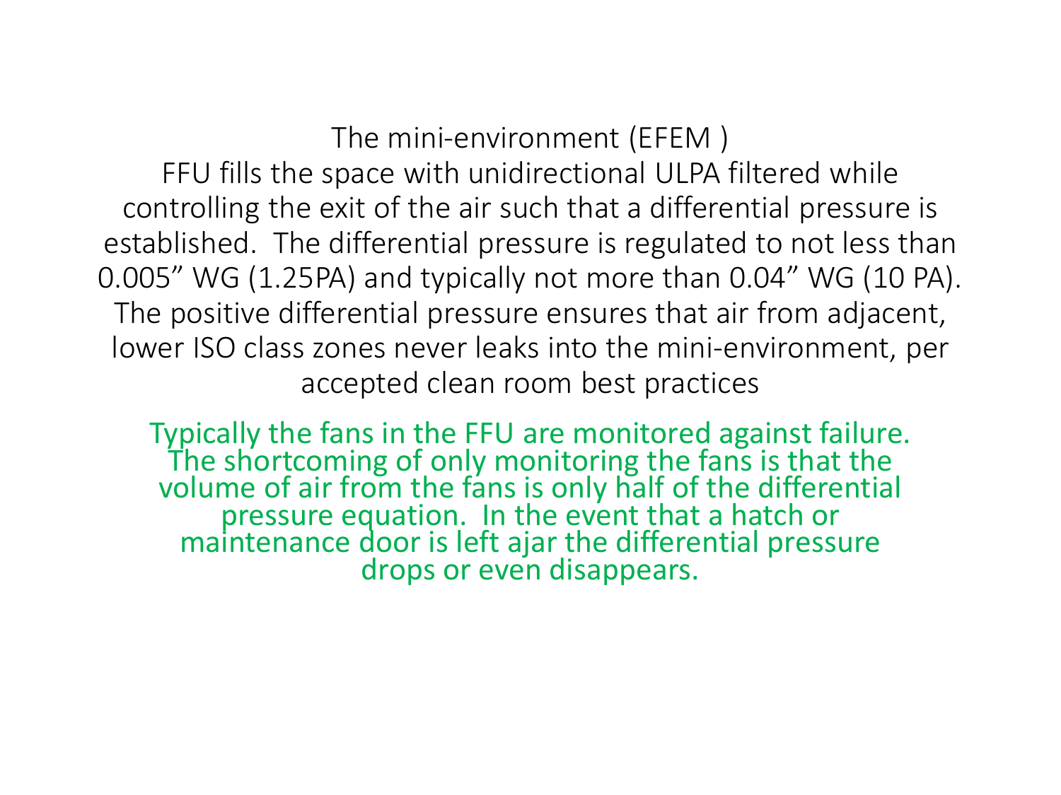# The mini-environment (EFEM )

FFU fills the space with unidirectional ULPA filtered while controlling the exit of the air such that a differential pressure is established. The differential pressure is regulated to not less than 0.005” WG (1.25PA) and typically not more than 0.04” WG (10 PA). The positive differential pressure ensures that air from adjacent, lower ISO class zones never leaks into the mini-environment, per accepted clean room best practices

Typically the fans in the FFU are monitored against failure. The shortcoming of only monitoring the fans is that the volume of air from the fans is only half of the differential pressure equation. In the event that a hatch or maintenance door is left ajar the differential pressure drops or even disappears.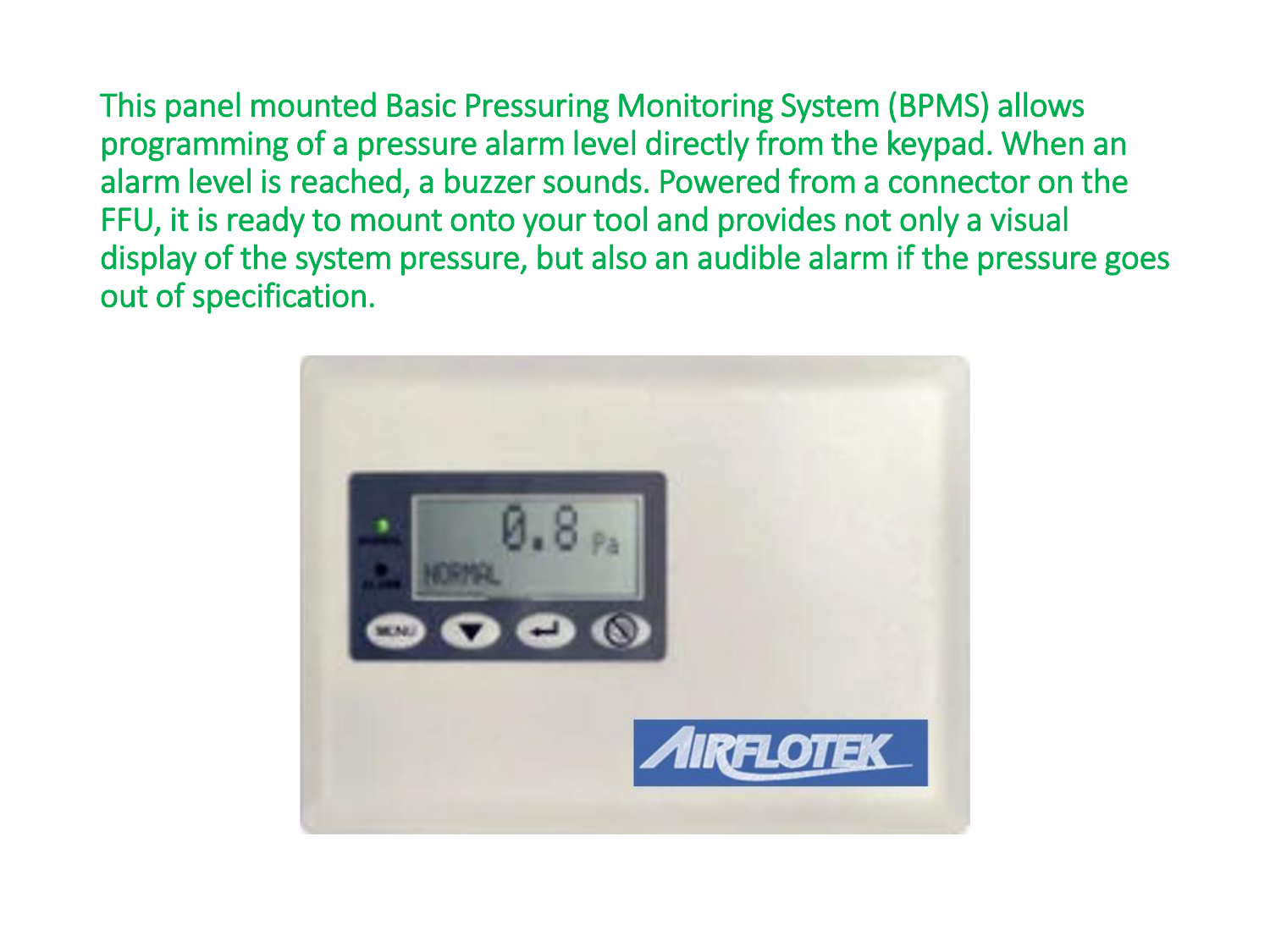This panel mounted Basic Pressuring Monitoring System (BPMS) allows programming of a pressure alarm level directly from the keypad. When an alarm level is reached, a buzzer sounds. Powered from a connector on the FFU, it is ready to mount onto your tool and provides not only a visual display of the system pressure, but also an audible alarm if the pressure goes out of specification.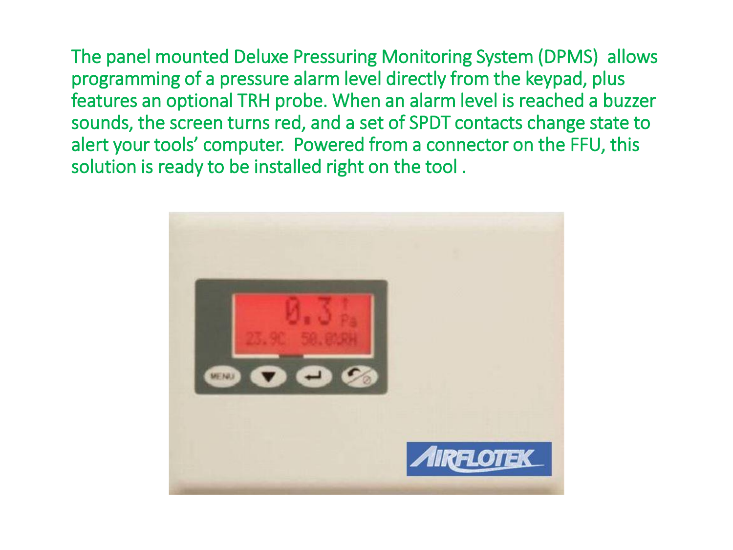The panel mounted Deluxe Pressuring Monitoring System (DPMS) allows programming of a pressure alarm level directly from the keypad, plus features an optional TRH probe. When an alarm level is reached a buzzer sounds, the screen turns red, and a set of SPDT contacts change state to alert your tools' computer. Powered from a connector on the FFU, this solution is ready to be installed right on the tool .